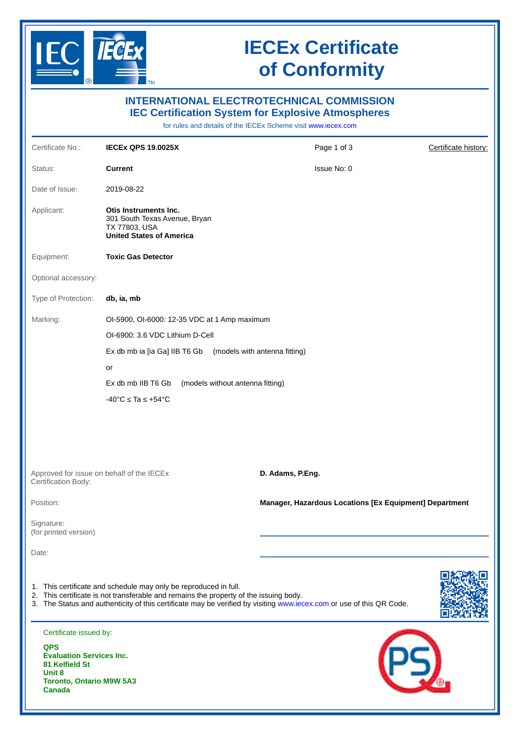# IECEx Certificate of Conformity

## INTERNATIONAL ELECTROTECHNICAL COMMISSION
## IEC Certification System for Explosive Atmospheres

for rules and details of the IECEx Scheme visit www.iecex.com

| | | | |
|---|---|---|---|
| Certificate No.: | **IECEx QPS 19.0025X** | Page 1 of 3 | Certificate history: |
| Status: | **Current** | Issue No: 0 | |
| Date of Issue: | 2019-08-22 | | |
| Applicant: | **Otis Instruments Inc.**<br>301 South Texas Avenue, Bryan<br>TX 77803, USA<br>**United States of America** | | |
| Equipment: | **Toxic Gas Detector** | | |
| Optional accessory: | | | |
| Type of Protection: | **db, ia, mb** | | |

Marking:

OI-5900, OI-6000: 12-35 VDC at 1 Amp maximum

OI-6900: 3.6 VDC Lithium D-Cell

Ex db mb ia [ia Ga] IIB T6 Gb (models with antenna fitting)

or

Ex db mb IIB T6 Gb (models without antenna fitting)

-40°C ≤ Ta ≤ +54°C

| | |
|---|---|
| Approved for issue on behalf of the IECEx Certification Body: | **D. Adams, P.Eng.** |
| Position: | **Manager, Hazardous Locations [Ex Equipment] Department** |
| Signature:<br>(for printed version) | |
| Date: | |

1. This certificate and schedule may only be reproduced in full.
2. This certificate is not transferable and remains the property of the issuing body.
3. The Status and authenticity of this certificate may be verified by visiting www.iecex.com or use of this QR Code.

Certificate issued by:

**QPS**
**Evaluation Services Inc.**
**81 Kelfield St**
**Unit 8**
**Toronto, Ontario M9W 5A3**
**Canada**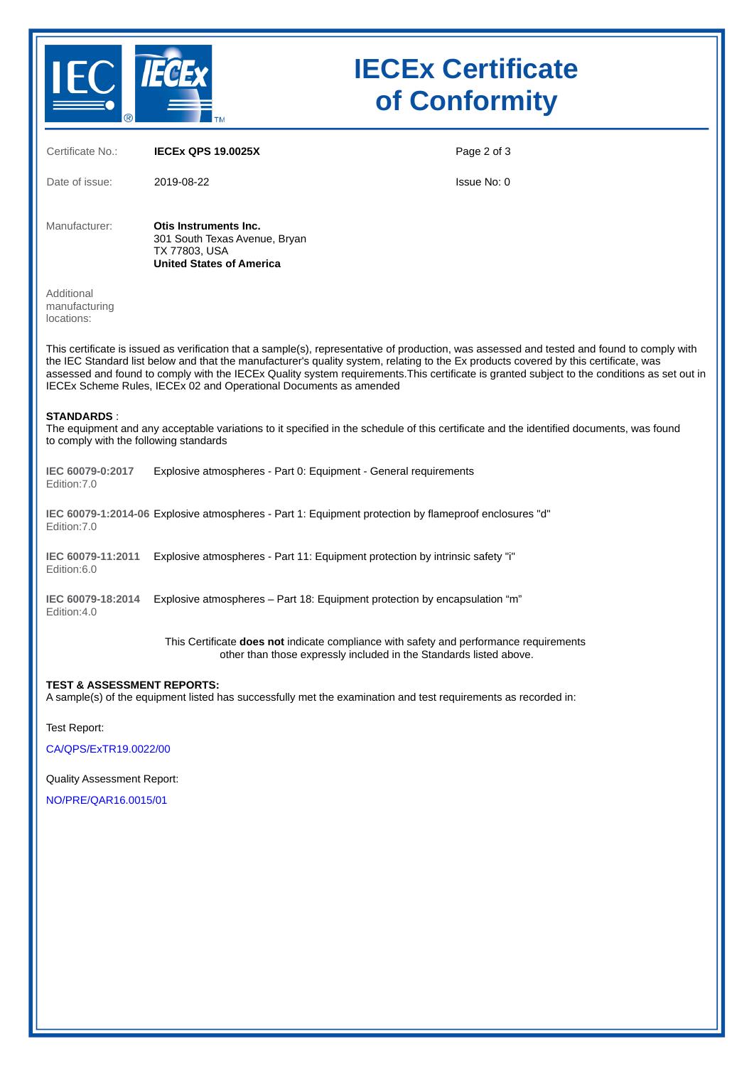# IECEx Certificate of Conformity

| | | |
|---|---|---|
| Certificate No.: | **IECEx QPS 19.0025X** | |
| Date of issue: | 2019-08-22 | Issue No: 0 |

Manufacturer: **Otis Instruments Inc.**
301 South Texas Avenue, Bryan
TX 77803, USA
**United States of America**

Additional manufacturing locations:

This certificate is issued as verification that a sample(s), representative of production, was assessed and tested and found to comply with the IEC Standard list below and that the manufacturer's quality system, relating to the Ex products covered by this certificate, was assessed and found to comply with the IECEx Quality system requirements.This certificate is granted subject to the conditions as set out in IECEx Scheme Rules, IECEx 02 and Operational Documents as amended

**STANDARDS** :
The equipment and any acceptable variations to it specified in the schedule of this certificate and the identified documents, was found to comply with the following standards

| | |
|---|---|
| **IEC 60079-0:2017** Edition:7.0 | Explosive atmospheres - Part 0: Equipment - General requirements |
| **IEC 60079-1:2014-06** Edition:7.0 | Explosive atmospheres - Part 1: Equipment protection by flameproof enclosures "d" |
| **IEC 60079-11:2011** Edition:6.0 | Explosive atmospheres - Part 11: Equipment protection by intrinsic safety "i" |
| **IEC 60079-18:2014** Edition:4.0 | Explosive atmospheres – Part 18: Equipment protection by encapsulation "m" |

This Certificate **does not** indicate compliance with safety and performance requirements other than those expressly included in the Standards listed above.

**TEST & ASSESSMENT REPORTS:**
A sample(s) of the equipment listed has successfully met the examination and test requirements as recorded in:

Test Report:

CA/QPS/ExTR19.0022/00

Quality Assessment Report:

NO/PRE/QAR16.0015/01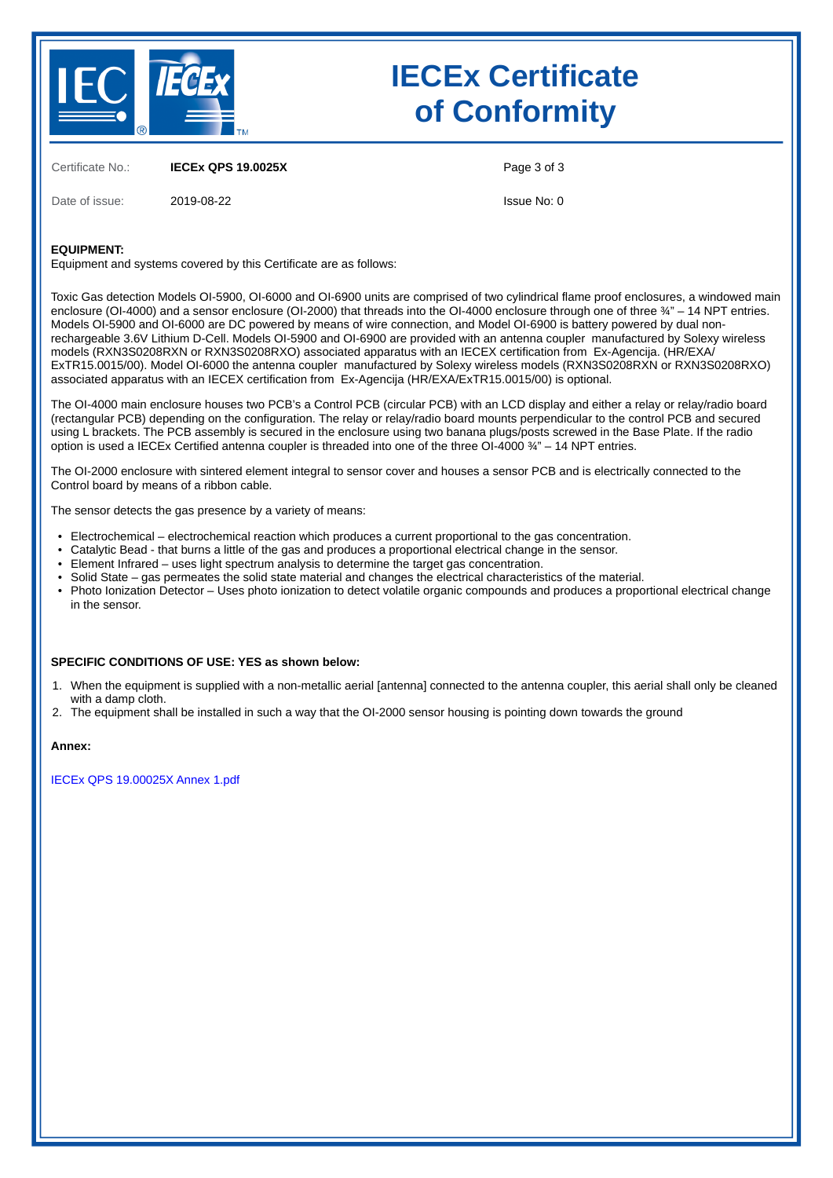# IECEx Certificate of Conformity

Certificate No.: **IECEx QPS 19.0025X**

Date of issue: 2019-08-22

Issue No: 0

**EQUIPMENT:**
Equipment and systems covered by this Certificate are as follows:

Toxic Gas detection Models OI-5900, OI-6000 and OI-6900 units are comprised of two cylindrical flame proof enclosures, a windowed main enclosure (OI-4000) and a sensor enclosure (OI-2000) that threads into the OI-4000 enclosure through one of three ¾" – 14 NPT entries. Models OI-5900 and OI-6000 are DC powered by means of wire connection, and Model OI-6900 is battery powered by dual non-rechargeable 3.6V Lithium D-Cell. Models OI-5900 and OI-6900 are provided with an antenna coupler manufactured by Solexy wireless models (RXN3S0208RXN or RXN3S0208RXO) associated apparatus with an IECEX certification from Ex-Agencija. (HR/EXA/ExTR15.0015/00). Model OI-6000 the antenna coupler manufactured by Solexy wireless models (RXN3S0208RXN or RXN3S0208RXO) associated apparatus with an IECEX certification from Ex-Agencija (HR/EXA/ExTR15.0015/00) is optional.

The OI-4000 main enclosure houses two PCB's a Control PCB (circular PCB) with an LCD display and either a relay or relay/radio board (rectangular PCB) depending on the configuration. The relay or relay/radio board mounts perpendicular to the control PCB and secured using L brackets. The PCB assembly is secured in the enclosure using two banana plugs/posts screwed in the Base Plate. If the radio option is used a IECEx Certified antenna coupler is threaded into one of the three OI-4000 ¾" – 14 NPT entries.

The OI-2000 enclosure with sintered element integral to sensor cover and houses a sensor PCB and is electrically connected to the Control board by means of a ribbon cable.

The sensor detects the gas presence by a variety of means:

- Electrochemical – electrochemical reaction which produces a current proportional to the gas concentration.
- Catalytic Bead - that burns a little of the gas and produces a proportional electrical change in the sensor.
- Element Infrared – uses light spectrum analysis to determine the target gas concentration.
- Solid State – gas permeates the solid state material and changes the electrical characteristics of the material.
- Photo Ionization Detector – Uses photo ionization to detect volatile organic compounds and produces a proportional electrical change in the sensor.

**SPECIFIC CONDITIONS OF USE: YES as shown below:**

1. When the equipment is supplied with a non-metallic aerial [antenna] connected to the antenna coupler, this aerial shall only be cleaned with a damp cloth.
2. The equipment shall be installed in such a way that the OI-2000 sensor housing is pointing down towards the ground

**Annex:**

IECEx QPS 19.00025X Annex 1.pdf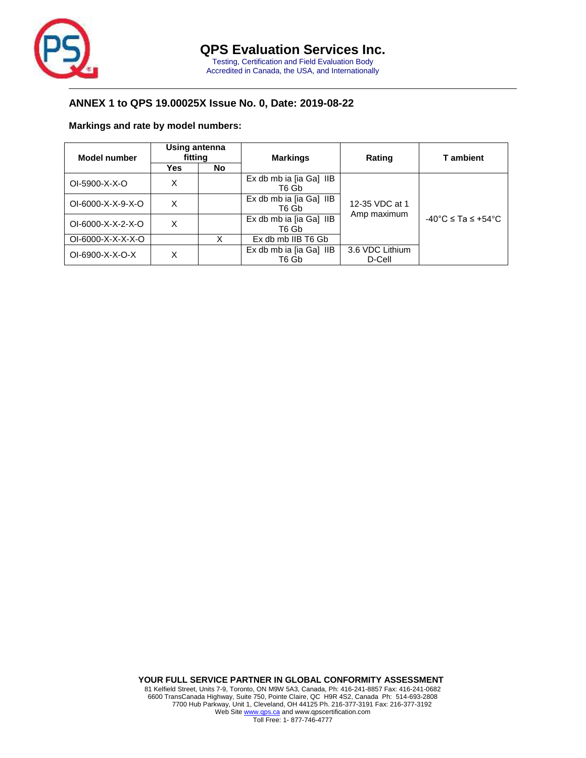## QPS Evaluation Services Inc.

Testing, Certification and Field Evaluation Body
Accredited in Canada, the USA, and Internationally

### ANNEX 1 to QPS 19.00025X Issue No. 0, Date: 2019-08-22

**Markings and rate by model numbers:**

| Model number | Using antenna fitting | | Markings | Rating | T ambient |
|---|---|---|---|---|---|
| | Yes | No | | | |
| OI-5900-X-X-O | X | | Ex db mb ia [ia Ga] IIB T6 Gb | 12-35 VDC at 1 Amp maximum | -40°C ≤ Ta ≤ +54°C |
| OI-6000-X-X-9-X-O | X | | Ex db mb ia [ia Ga] IIB T6 Gb | 12-35 VDC at 1 Amp maximum | -40°C ≤ Ta ≤ +54°C |
| OI-6000-X-X-2-X-O | X | | Ex db mb ia [ia Ga] IIB T6 Gb | 12-35 VDC at 1 Amp maximum | -40°C ≤ Ta ≤ +54°C |
| OI-6000-X-X-X-X-O | | X | Ex db mb IIB T6 Gb | 12-35 VDC at 1 Amp maximum | -40°C ≤ Ta ≤ +54°C |
| OI-6900-X-X-O-X | X | | Ex db mb ia [ia Ga] IIB T6 Gb | 3.6 VDC Lithium D-Cell | -40°C ≤ Ta ≤ +54°C |

**YOUR FULL SERVICE PARTNER IN GLOBAL CONFORMITY ASSESSMENT**
81 Kelfield Street, Units 7-9, Toronto, ON M9W 5A3, Canada, Ph: 416-241-8857 Fax: 416-241-0682
6600 TransCanada Highway, Suite 750, Pointe Claire, QC H9R 4S2, Canada Ph: 514-693-2808
7700 Hub Parkway, Unit 1, Cleveland, OH 44125 Ph. 216-377-3191 Fax: 216-377-3192
Web Site www.qps.ca and www.qpscertification.com
Toll Free: 1- 877-746-4777